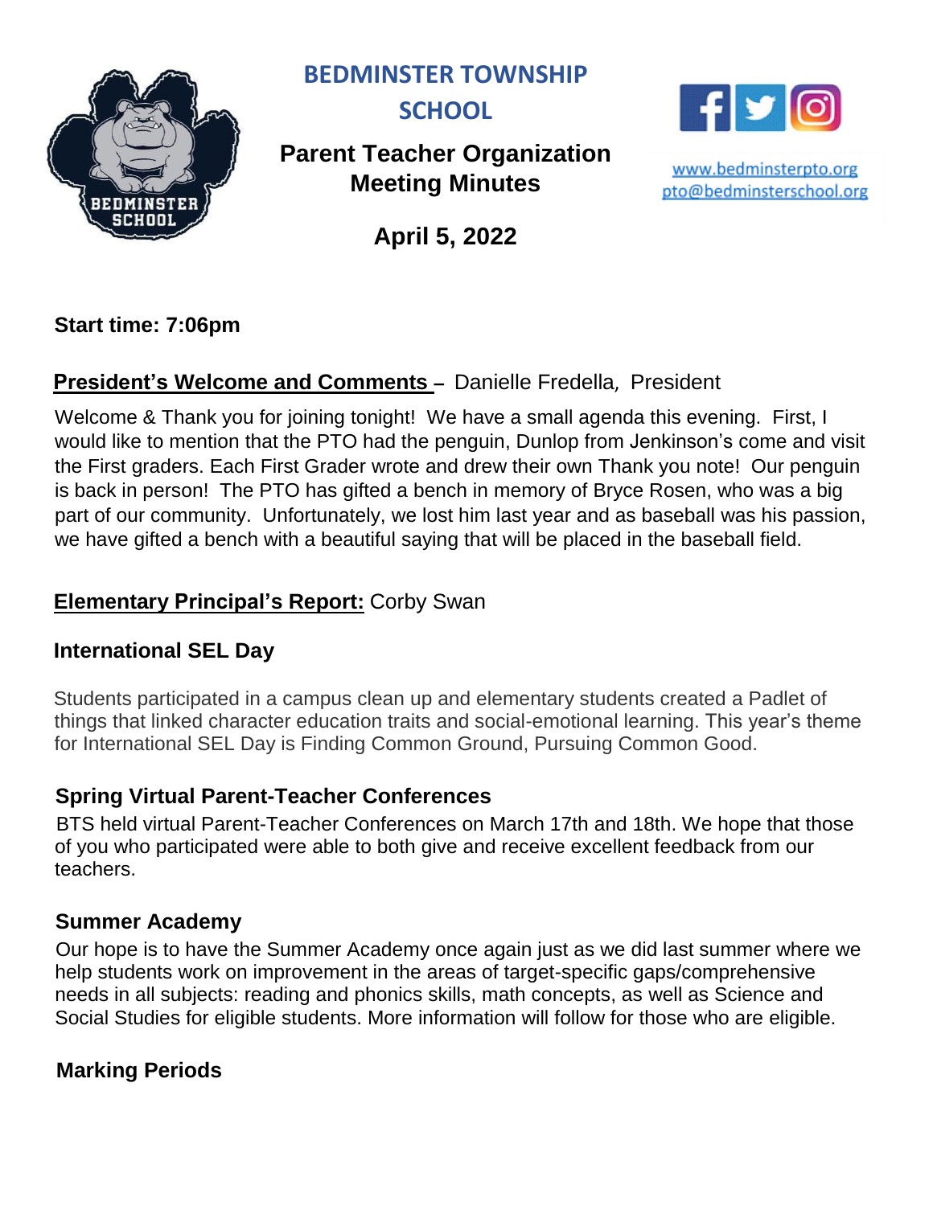# BEDMINSTER TOWNSHIP SCHOOL

## Parent Teacher Organization Meeting Minutes

www.bedminsterpto.org
pto@bedminsterschool.org

**April 5, 2022**

**Start time: 7:06pm**

**President's Welcome and Comments** – Danielle Fredella, President

Welcome & Thank you for joining tonight! We have a small agenda this evening. First, I would like to mention that the PTO had the penguin, Dunlop from Jenkinson's come and visit the First graders. Each First Grader wrote and drew their own Thank you note! Our penguin is back in person! The PTO has gifted a bench in memory of Bryce Rosen, who was a big part of our community. Unfortunately, we lost him last year and as baseball was his passion, we have gifted a bench with a beautiful saying that will be placed in the baseball field.

**Elementary Principal's Report:** Corby Swan

### International SEL Day

Students participated in a campus clean up and elementary students created a Padlet of things that linked character education traits and social-emotional learning. This year's theme for International SEL Day is Finding Common Ground, Pursuing Common Good.

### Spring Virtual Parent-Teacher Conferences

BTS held virtual Parent-Teacher Conferences on March 17th and 18th. We hope that those of you who participated were able to both give and receive excellent feedback from our teachers.

### Summer Academy

Our hope is to have the Summer Academy once again just as we did last summer where we help students work on improvement in the areas of target-specific gaps/comprehensive needs in all subjects: reading and phonics skills, math concepts, as well as Science and Social Studies for eligible students. More information will follow for those who are eligible.

### Marking Periods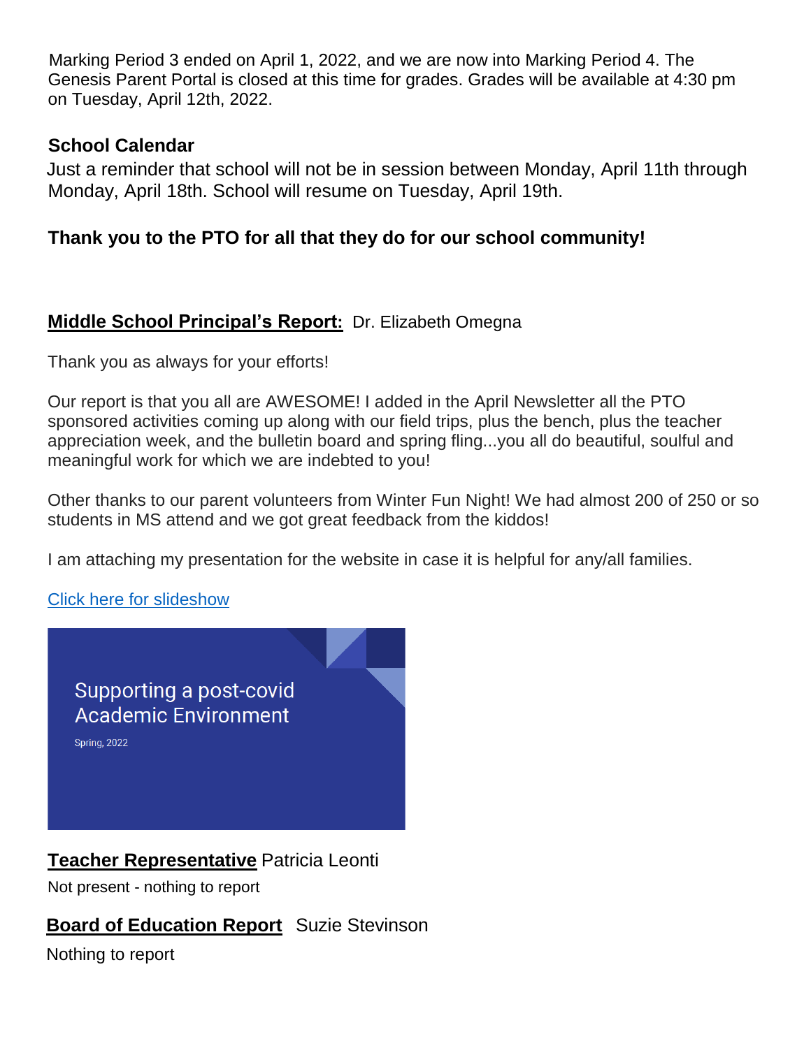Marking Period 3 ended on April 1, 2022, and we are now into Marking Period 4. The Genesis Parent Portal is closed at this time for grades. Grades will be available at 4:30 pm on Tuesday, April 12th, 2022.

**School Calendar**

Just a reminder that school will not be in session between Monday, April 11th through Monday, April 18th. School will resume on Tuesday, April 19th.

**Thank you to the PTO for all that they do for our school community!**

**Middle School Principal's Report:** Dr. Elizabeth Omegna

Thank you as always for your efforts!

Our report is that you all are AWESOME! I added in the April Newsletter all the PTO sponsored activities coming up along with our field trips, plus the bench, plus the teacher appreciation week, and the bulletin board and spring fling...you all do beautiful, soulful and meaningful work for which we are indebted to you!

Other thanks to our parent volunteers from Winter Fun Night! We had almost 200 of 250 or so students in MS attend and we got great feedback from the kiddos!

I am attaching my presentation for the website in case it is helpful for any/all families.

Click here for slideshow

Supporting a post-covid Academic Environment

Spring, 2022

**Teacher Representative** Patricia Leonti

Not present - nothing to report

**Board of Education Report** Suzie Stevinson

Nothing to report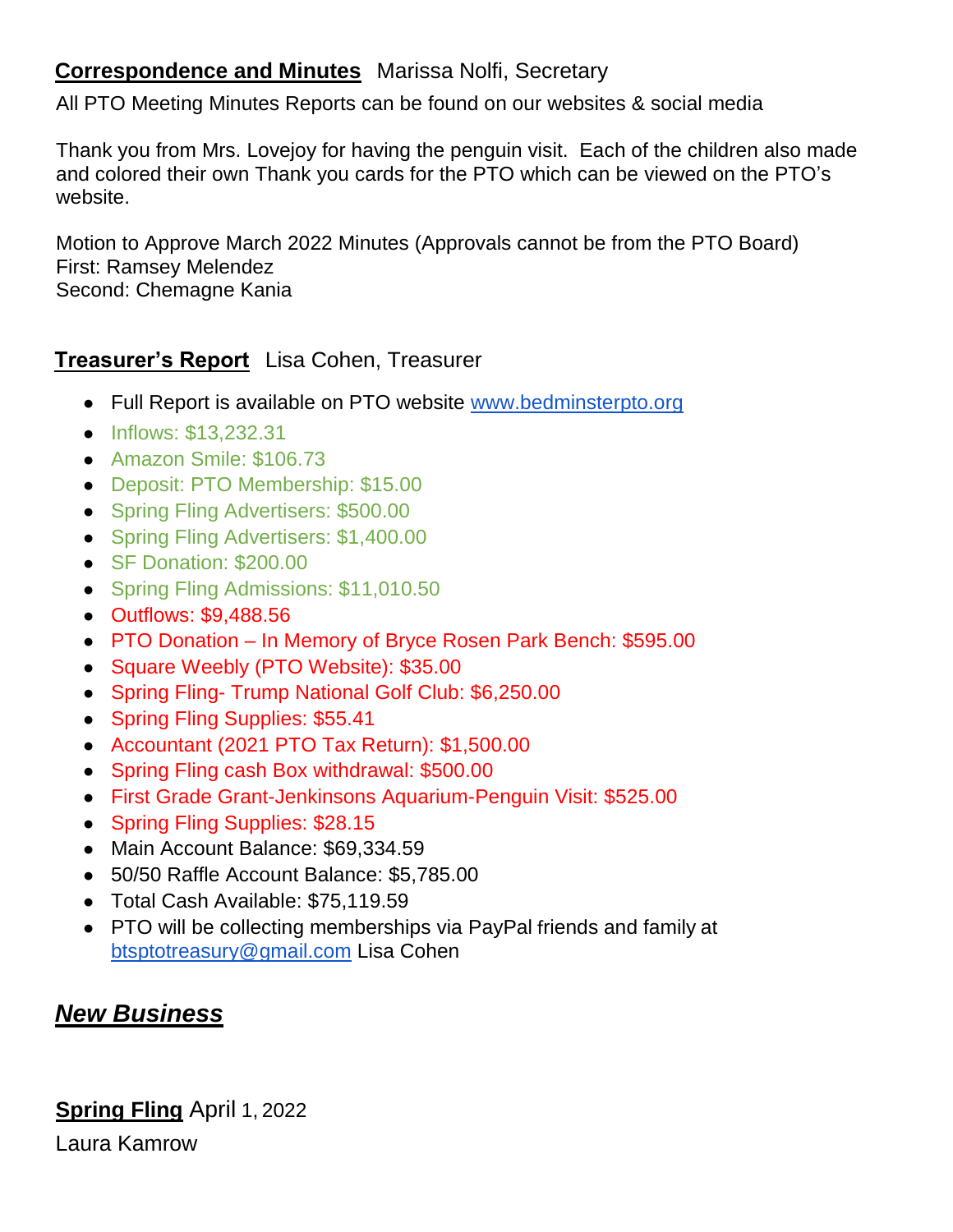**<u>Correspondence and Minutes</u>** Marissa Nolfi, Secretary

All PTO Meeting Minutes Reports can be found on our websites & social media

Thank you from Mrs. Lovejoy for having the penguin visit. Each of the children also made and colored their own Thank you cards for the PTO which can be viewed on the PTO's website.

Motion to Approve March 2022 Minutes (Approvals cannot be from the PTO Board)
First: Ramsey Melendez
Second: Chemagne Kania

**<u>Treasurer's Report</u>** Lisa Cohen, Treasurer

- Full Report is available on PTO website www.bedminsterpto.org
- Inflows: $13,232.31
- Amazon Smile: $106.73
- Deposit: PTO Membership: $15.00
- Spring Fling Advertisers: $500.00
- Spring Fling Advertisers: $1,400.00
- SF Donation: $200.00
- Spring Fling Admissions: $11,010.50
- Outflows: $9,488.56
- PTO Donation – In Memory of Bryce Rosen Park Bench: $595.00
- Square Weebly (PTO Website): $35.00
- Spring Fling- Trump National Golf Club: $6,250.00
- Spring Fling Supplies: $55.41
- Accountant (2021 PTO Tax Return): $1,500.00
- Spring Fling cash Box withdrawal: $500.00
- First Grade Grant-Jenkinsons Aquarium-Penguin Visit: $525.00
- Spring Fling Supplies: $28.15
- Main Account Balance: $69,334.59
- 50/50 Raffle Account Balance: $5,785.00
- Total Cash Available: $75,119.59
- PTO will be collecting memberships via PayPal friends and family at btsptotreasury@gmail.com Lisa Cohen

## ***<u>New Business</u>***

**<u>Spring Fling</u>** April 1, 2022

Laura Kamrow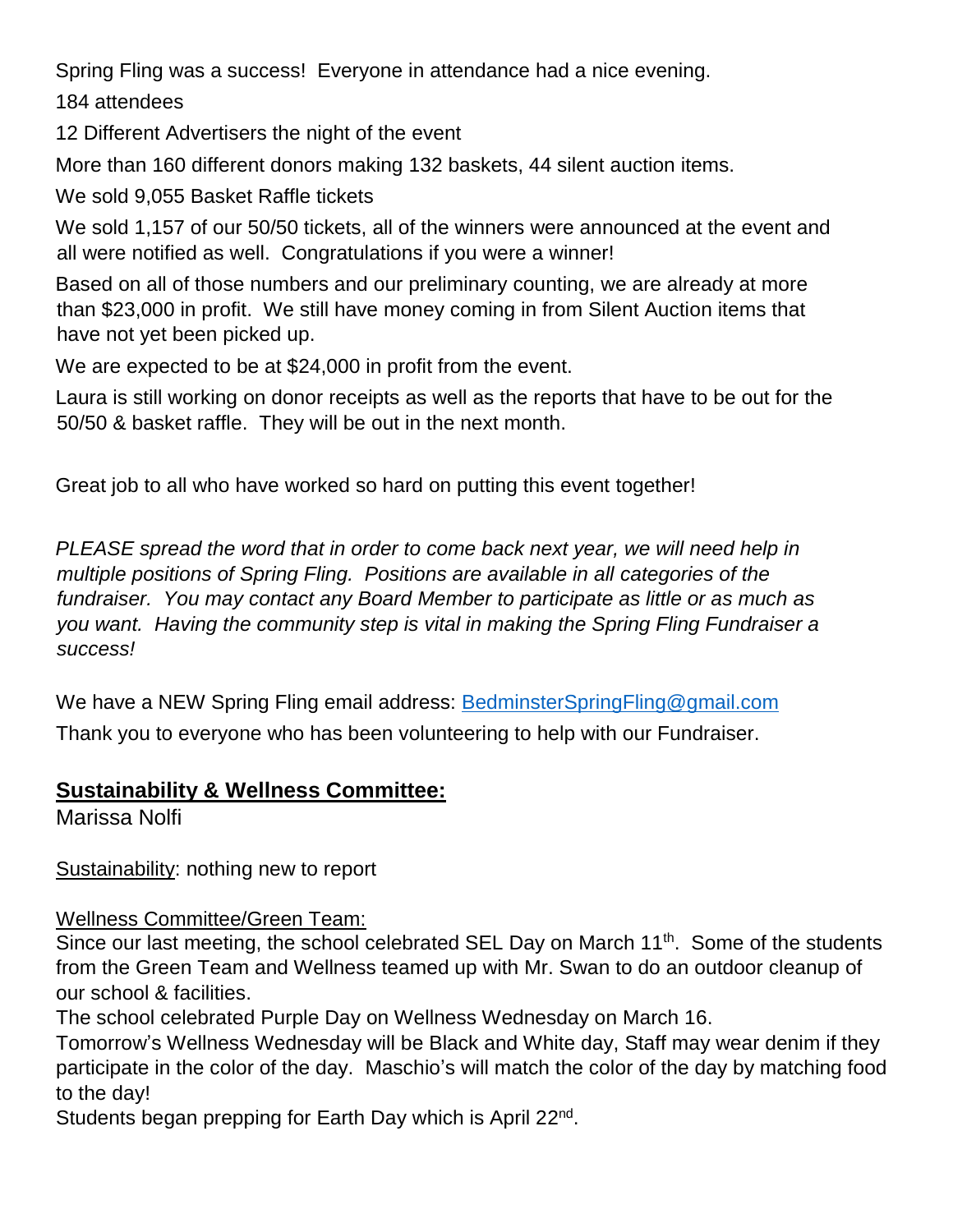Spring Fling was a success! Everyone in attendance had a nice evening.

184 attendees

12 Different Advertisers the night of the event

More than 160 different donors making 132 baskets, 44 silent auction items.

We sold 9,055 Basket Raffle tickets

We sold 1,157 of our 50/50 tickets, all of the winners were announced at the event and all were notified as well. Congratulations if you were a winner!

Based on all of those numbers and our preliminary counting, we are already at more than $23,000 in profit. We still have money coming in from Silent Auction items that have not yet been picked up.

We are expected to be at $24,000 in profit from the event.

Laura is still working on donor receipts as well as the reports that have to be out for the 50/50 & basket raffle. They will be out in the next month.

Great job to all who have worked so hard on putting this event together!

*PLEASE spread the word that in order to come back next year, we will need help in multiple positions of Spring Fling. Positions are available in all categories of the fundraiser. You may contact any Board Member to participate as little or as much as you want. Having the community step is vital in making the Spring Fling Fundraiser a success!*

We have a NEW Spring Fling email address: BedminsterSpringFling@gmail.com

Thank you to everyone who has been volunteering to help with our Fundraiser.

## Sustainability & Wellness Committee:

Marissa Nolfi

Sustainability: nothing new to report

Wellness Committee/Green Team:

Since our last meeting, the school celebrated SEL Day on March 11th. Some of the students from the Green Team and Wellness teamed up with Mr. Swan to do an outdoor cleanup of our school & facilities.

The school celebrated Purple Day on Wellness Wednesday on March 16.

Tomorrow's Wellness Wednesday will be Black and White day, Staff may wear denim if they participate in the color of the day. Maschio's will match the color of the day by matching food to the day!

Students began prepping for Earth Day which is April 22nd.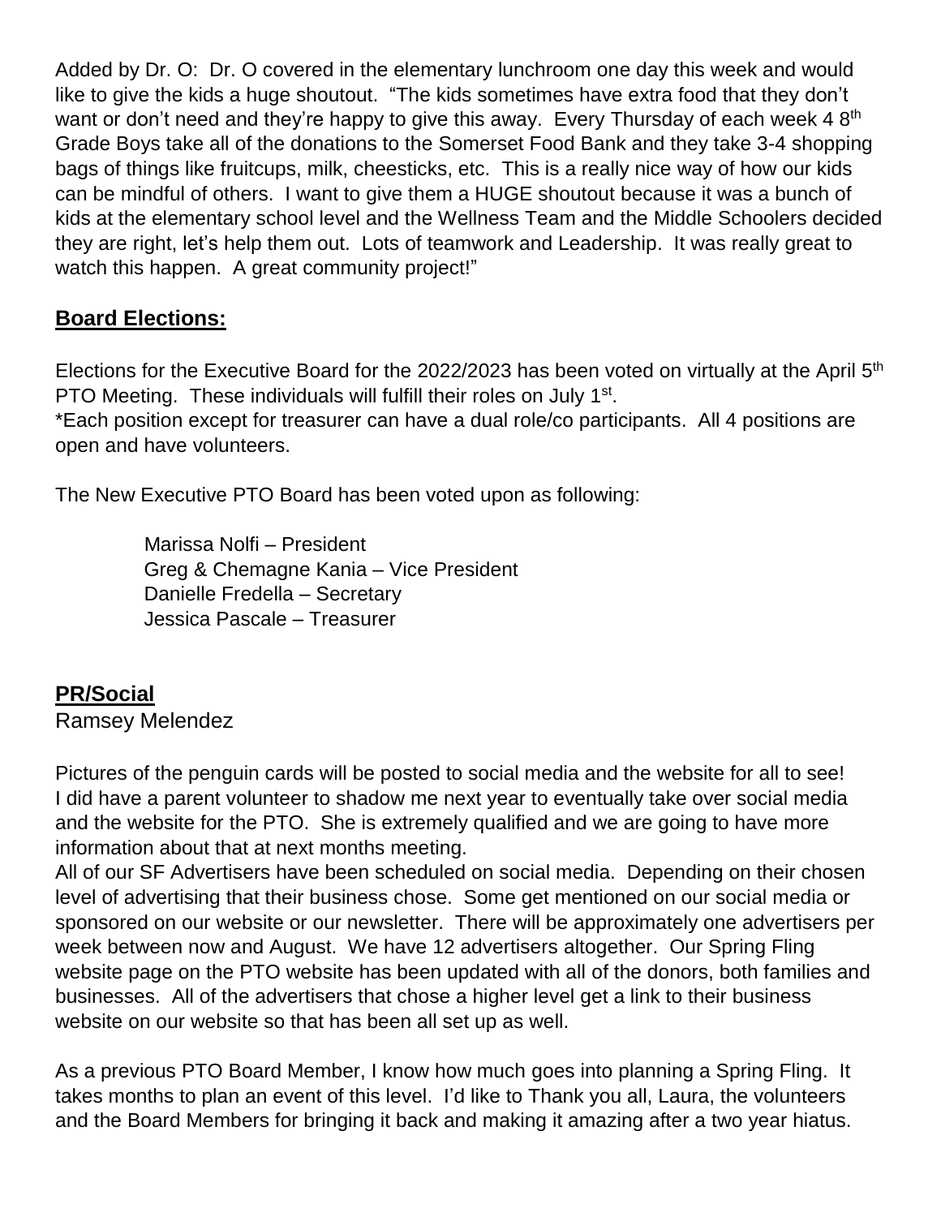Added by Dr. O: Dr. O covered in the elementary lunchroom one day this week and would like to give the kids a huge shoutout. "The kids sometimes have extra food that they don't want or don't need and they're happy to give this away. Every Thursday of each week 4 8th Grade Boys take all of the donations to the Somerset Food Bank and they take 3-4 shopping bags of things like fruitcups, milk, cheesticks, etc. This is a really nice way of how our kids can be mindful of others. I want to give them a HUGE shoutout because it was a bunch of kids at the elementary school level and the Wellness Team and the Middle Schoolers decided they are right, let's help them out. Lots of teamwork and Leadership. It was really great to watch this happen. A great community project!"

## Board Elections:

Elections for the Executive Board for the 2022/2023 has been voted on virtually at the April 5th PTO Meeting. These individuals will fulfill their roles on July 1st.
*Each position except for treasurer can have a dual role/co participants. All 4 positions are open and have volunteers.

The New Executive PTO Board has been voted upon as following:

Marissa Nolfi – President
Greg & Chemagne Kania – Vice President
Danielle Fredella – Secretary
Jessica Pascale – Treasurer

## PR/Social

Ramsey Melendez

Pictures of the penguin cards will be posted to social media and the website for all to see! I did have a parent volunteer to shadow me next year to eventually take over social media and the website for the PTO. She is extremely qualified and we are going to have more information about that at next months meeting.
All of our SF Advertisers have been scheduled on social media. Depending on their chosen level of advertising that their business chose. Some get mentioned on our social media or sponsored on our website or our newsletter. There will be approximately one advertisers per week between now and August. We have 12 advertisers altogether. Our Spring Fling website page on the PTO website has been updated with all of the donors, both families and businesses. All of the advertisers that chose a higher level get a link to their business website on our website so that has been all set up as well.

As a previous PTO Board Member, I know how much goes into planning a Spring Fling. It takes months to plan an event of this level. I'd like to Thank you all, Laura, the volunteers and the Board Members for bringing it back and making it amazing after a two year hiatus.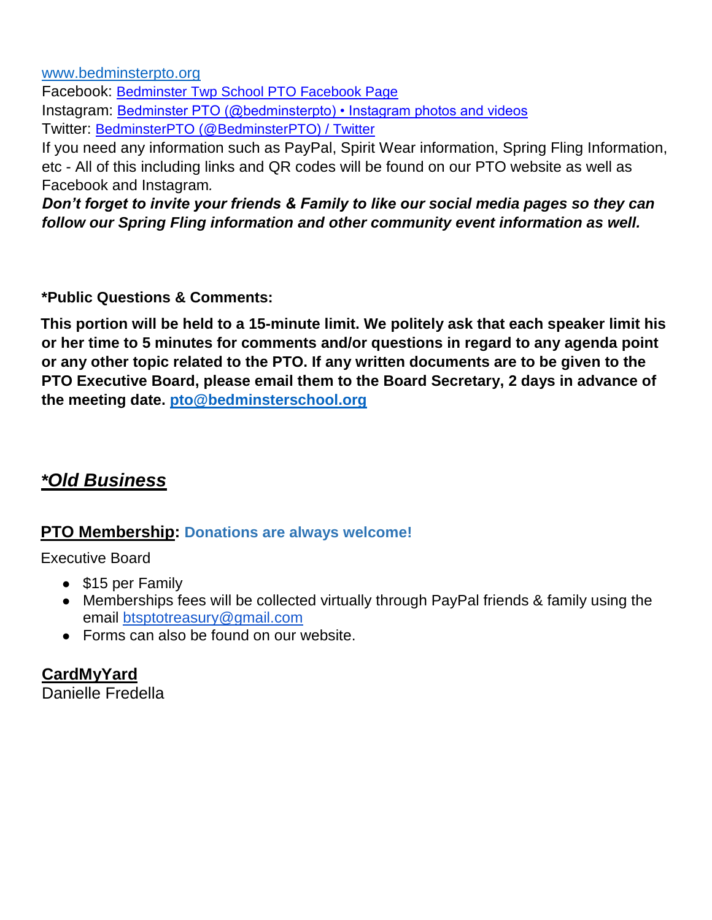www.bedminsterpto.org
Facebook: Bedminster Twp School PTO Facebook Page
Instagram: Bedminster PTO (@bedminsterpto) • Instagram photos and videos
Twitter: BedminsterPTO (@BedminsterPTO) / Twitter
If you need any information such as PayPal, Spirit Wear information, Spring Fling Information, etc - All of this including links and QR codes will be found on our PTO website as well as Facebook and Instagram.
***Don't forget to invite your friends & Family to like our social media pages so they can follow our Spring Fling information and other community event information as well.***

**\*Public Questions & Comments:**

**This portion will be held to a 15-minute limit. We politely ask that each speaker limit his or her time to 5 minutes for comments and/or questions in regard to any agenda point or any other topic related to the PTO. If any written documents are to be given to the PTO Executive Board, please email them to the Board Secretary, 2 days in advance of the meeting date. pto@bedminsterschool.org**

## *\*Old Business*

### PTO Membership: Donations are always welcome!

Executive Board

- $15 per Family
- Memberships fees will be collected virtually through PayPal friends & family using the email btsptotreasury@gmail.com
- Forms can also be found on our website.

### CardMyYard

Danielle Fredella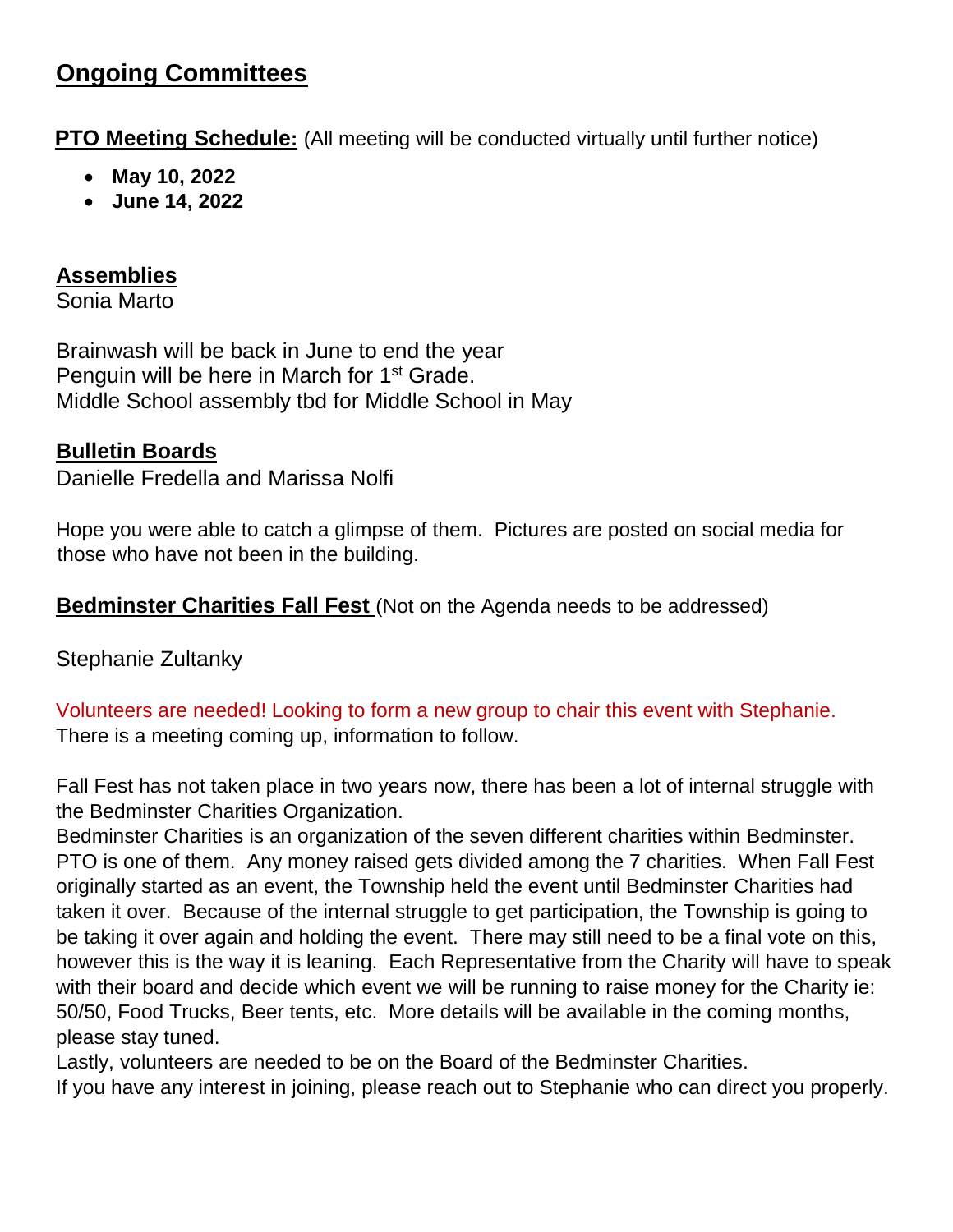## Ongoing Committees

**PTO Meeting Schedule:** (All meeting will be conducted virtually until further notice)

- **May 10, 2022**
- **June 14, 2022**

### Assemblies

Sonia Marto

Brainwash will be back in June to end the year
Penguin will be here in March for 1st Grade.
Middle School assembly tbd for Middle School in May

### Bulletin Boards

Danielle Fredella and Marissa Nolfi

Hope you were able to catch a glimpse of them. Pictures are posted on social media for those who have not been in the building.

**Bedminster Charities Fall Fest** (Not on the Agenda needs to be addressed)

Stephanie Zultanky

Volunteers are needed! Looking to form a new group to chair this event with Stephanie.
There is a meeting coming up, information to follow.

Fall Fest has not taken place in two years now, there has been a lot of internal struggle with the Bedminster Charities Organization.
Bedminster Charities is an organization of the seven different charities within Bedminster. PTO is one of them. Any money raised gets divided among the 7 charities. When Fall Fest originally started as an event, the Township held the event until Bedminster Charities had taken it over. Because of the internal struggle to get participation, the Township is going to be taking it over again and holding the event. There may still need to be a final vote on this, however this is the way it is leaning. Each Representative from the Charity will have to speak with their board and decide which event we will be running to raise money for the Charity ie: 50/50, Food Trucks, Beer tents, etc. More details will be available in the coming months, please stay tuned.
Lastly, volunteers are needed to be on the Board of the Bedminster Charities.
If you have any interest in joining, please reach out to Stephanie who can direct you properly.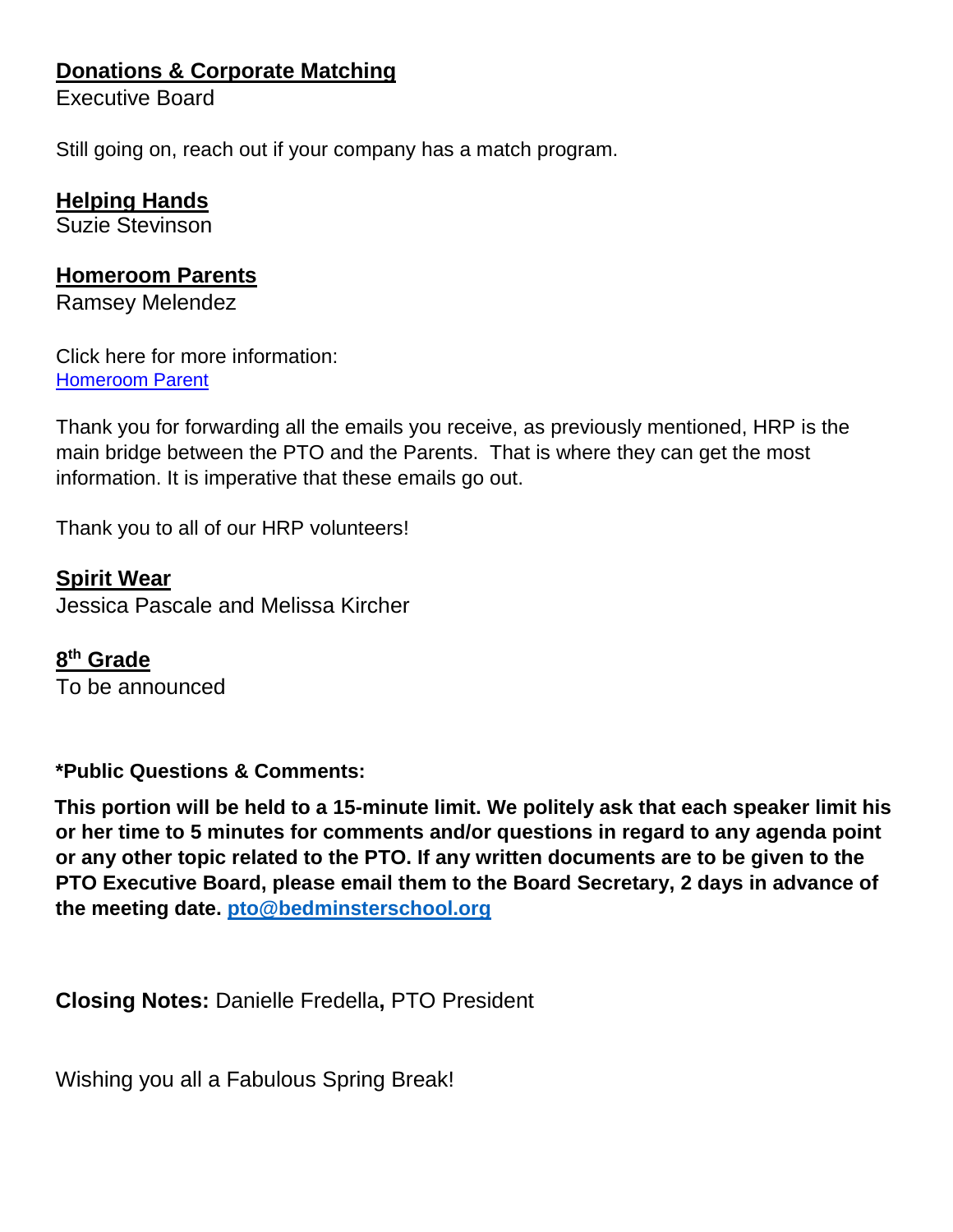**<u>Donations & Corporate Matching</u>**
Executive Board

Still going on, reach out if your company has a match program.

**<u>Helping Hands</u>**
Suzie Stevinson

**<u>Homeroom Parents</u>**
Ramsey Melendez

Click here for more information:
[Homeroom Parent]()

Thank you for forwarding all the emails you receive, as previously mentioned, HRP is the main bridge between the PTO and the Parents. That is where they can get the most information. It is imperative that these emails go out.

Thank you to all of our HRP volunteers!

**<u>Spirit Wear</u>**
Jessica Pascale and Melissa Kircher

**<u>8th Grade</u>**
To be announced

***Public Questions & Comments:**

**This portion will be held to a 15-minute limit. We politely ask that each speaker limit his or her time to 5 minutes for comments and/or questions in regard to any agenda point or any other topic related to the PTO. If any written documents are to be given to the PTO Executive Board, please email them to the Board Secretary, 2 days in advance of the meeting date. pto@bedminsterschool.org**

**Closing Notes:** Danielle Fredella**,** PTO President

Wishing you all a Fabulous Spring Break!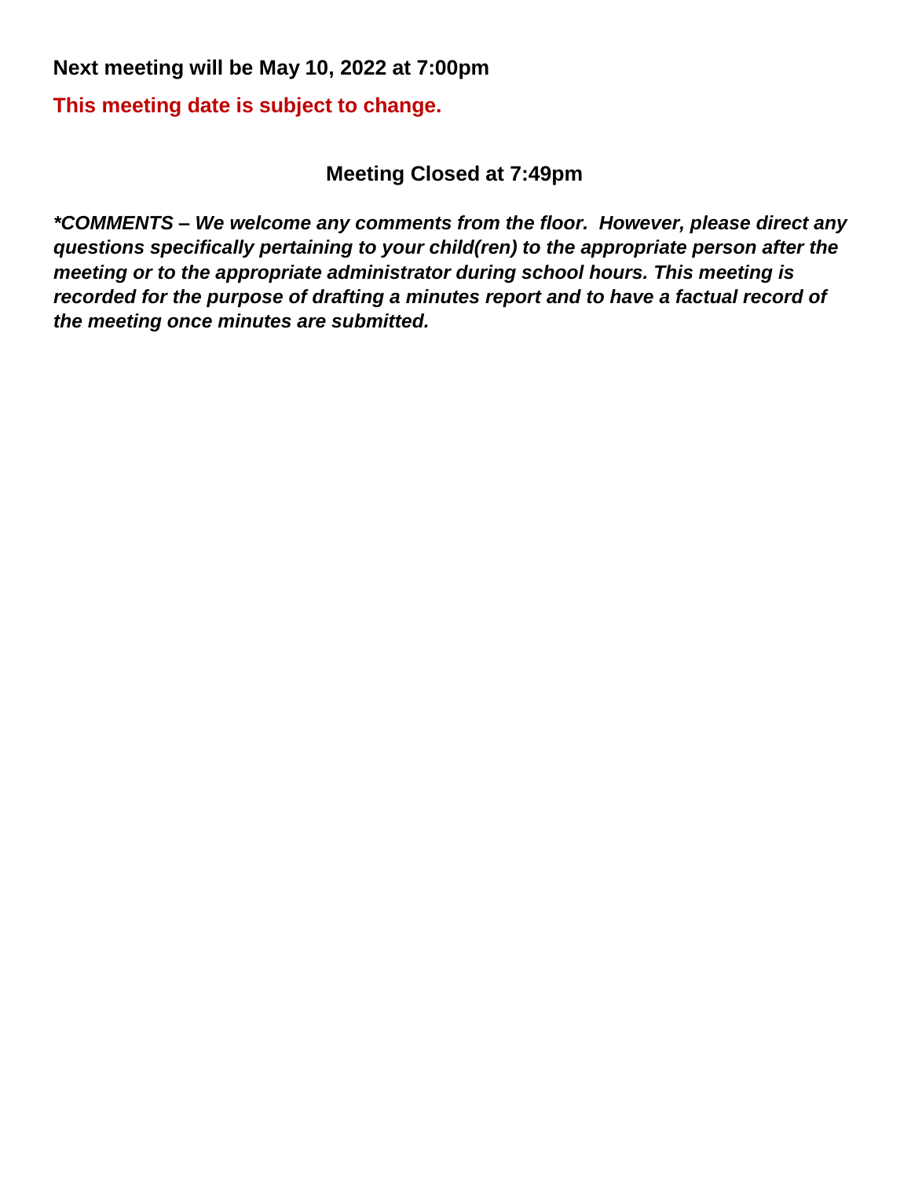**Next meeting will be May 10, 2022 at 7:00pm**

**This meeting date is subject to change.**

**Meeting Closed at 7:49pm**

***\*COMMENTS – We welcome any comments from the floor. However, please direct any questions specifically pertaining to your child(ren) to the appropriate person after the meeting or to the appropriate administrator during school hours. This meeting is recorded for the purpose of drafting a minutes report and to have a factual record of the meeting once minutes are submitted.***